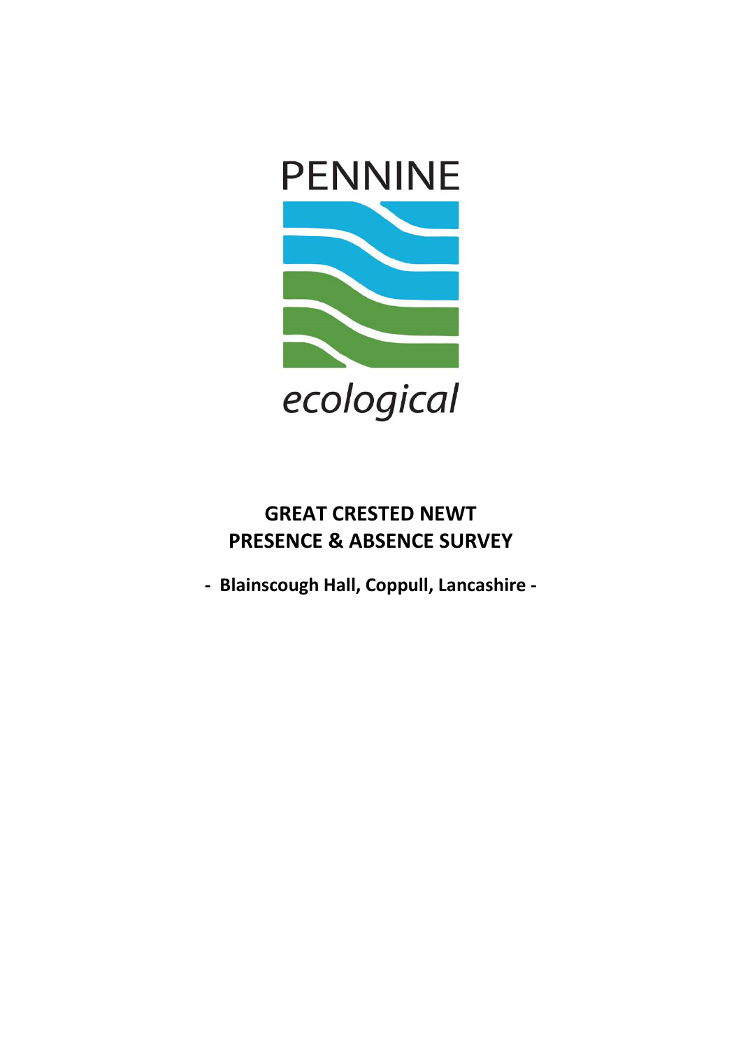PENNINE

*ecological*

# GREAT CRESTED NEWT PRESENCE & ABSENCE SURVEY

**- Blainscough Hall, Coppull, Lancashire -**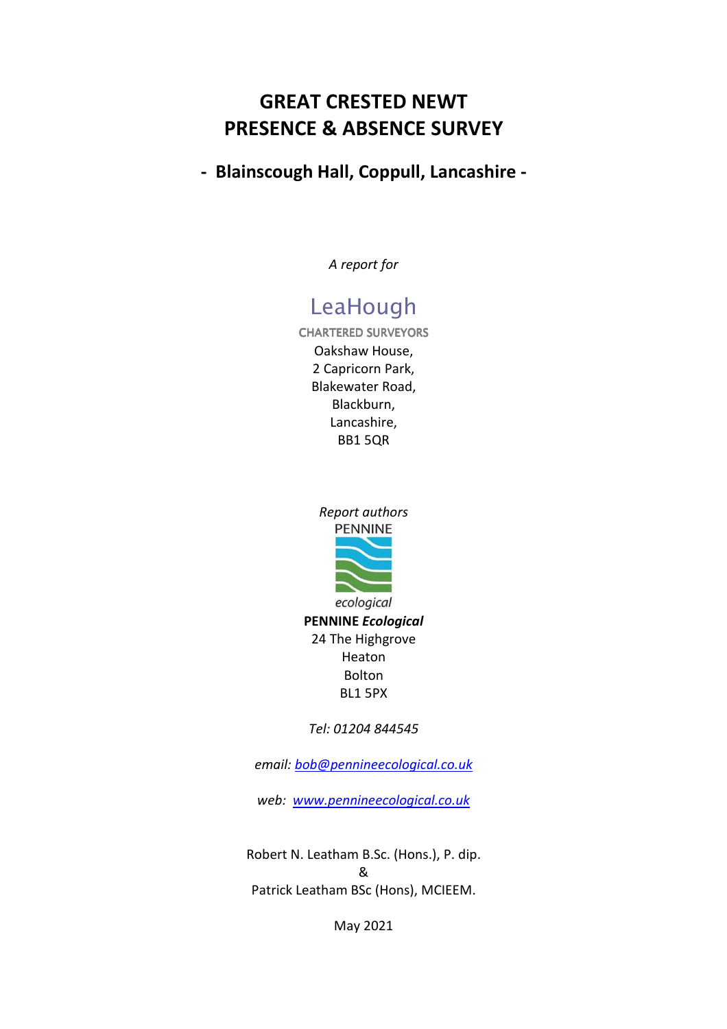# GREAT CRESTED NEWT PRESENCE & ABSENCE SURVEY

## - Blainscough Hall, Coppull, Lancashire -

*A report for*

LeaHough

CHARTERED SURVEYORS

Oakshaw House,
2 Capricorn Park,
Blakewater Road,
Blackburn,
Lancashire,
BB1 5QR

*Report authors*

PENNINE

*ecological*

**PENNINE *Ecological***
24 The Highgrove
Heaton
Bolton
BL1 5PX

*Tel: 01204 844545*

*email: bob@pennineecological.co.uk*

*web: www.pennineecological.co.uk*

Robert N. Leatham B.Sc. (Hons.), P. dip.
&
Patrick Leatham BSc (Hons), MCIEEM.

May 2021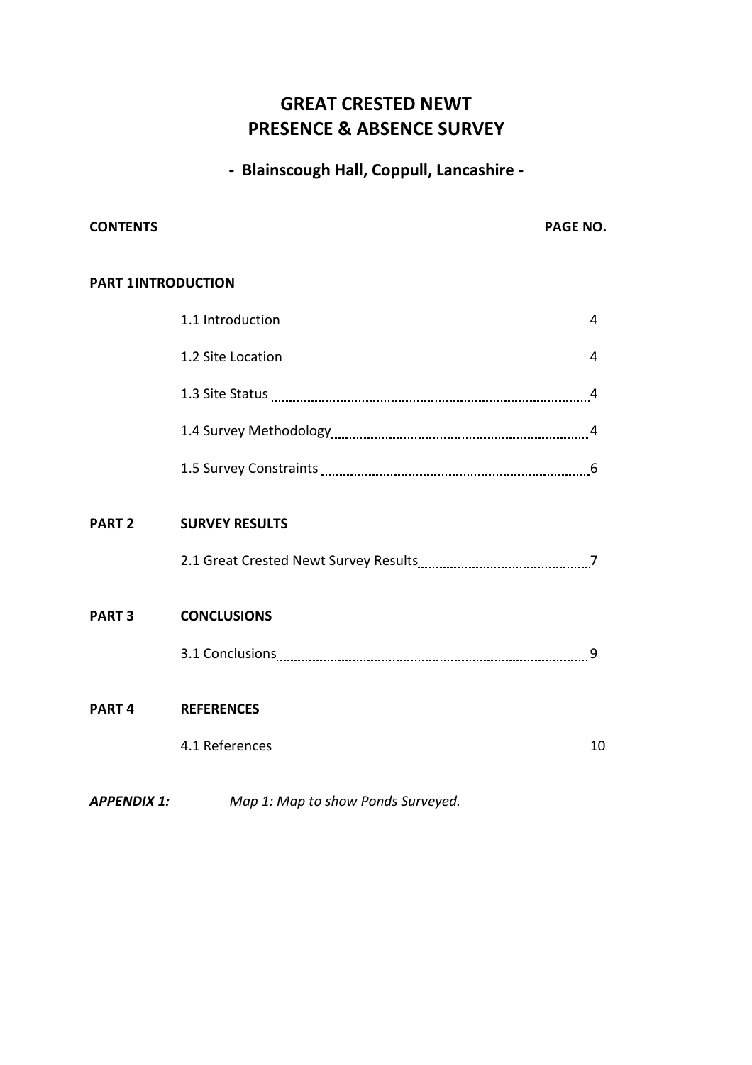# GREAT CRESTED NEWT
# PRESENCE & ABSENCE SURVEY

## - Blainscough Hall, Coppull, Lancashire -

| **CONTENTS** | | **PAGE NO.** |
|---|---|---|
| **PART 1** | **INTRODUCTION** | |
| | 1.1 Introduction | 4 |
| | 1.2 Site Location | 4 |
| | 1.3 Site Status | 4 |
| | 1.4 Survey Methodology | 4 |
| | 1.5 Survey Constraints | 6 |
| **PART 2** | **SURVEY RESULTS** | |
| | 2.1 Great Crested Newt Survey Results | 7 |
| **PART 3** | **CONCLUSIONS** | |
| | 3.1 Conclusions | 9 |
| **PART 4** | **REFERENCES** | |
| | 4.1 References | 10 |

***APPENDIX 1:*** *Map 1: Map to show Ponds Surveyed.*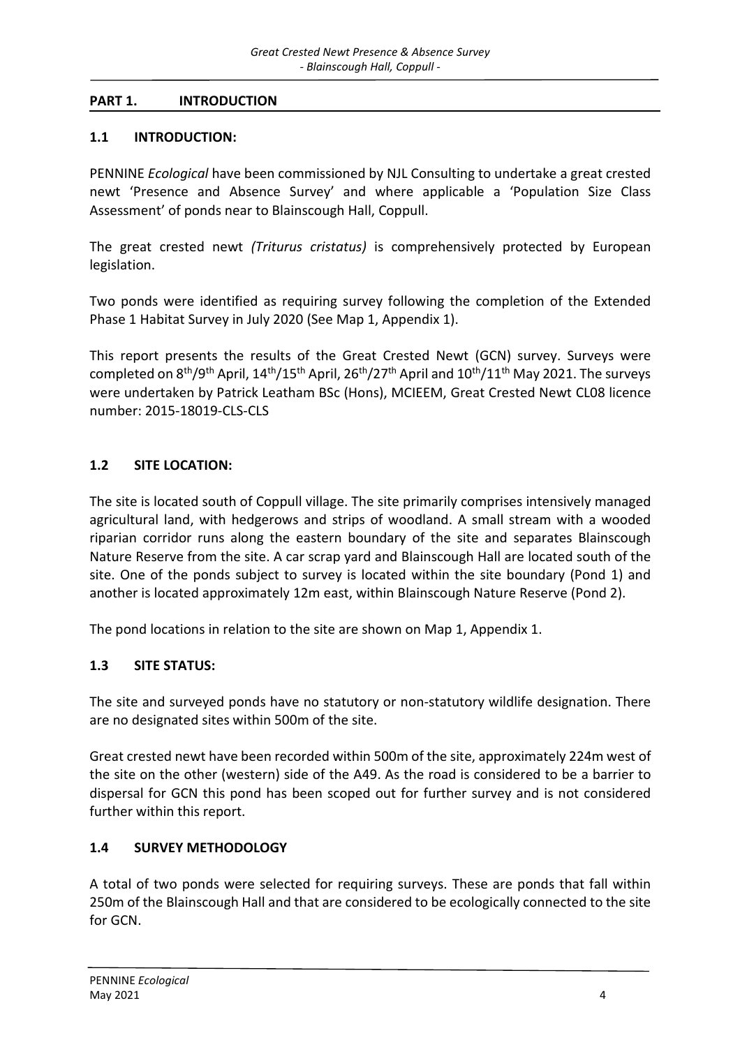## PART 1. INTRODUCTION

### 1.1 INTRODUCTION:

PENNINE *Ecological* have been commissioned by NJL Consulting to undertake a great crested newt 'Presence and Absence Survey' and where applicable a 'Population Size Class Assessment' of ponds near to Blainscough Hall, Coppull.

The great crested newt *(Triturus cristatus)* is comprehensively protected by European legislation.

Two ponds were identified as requiring survey following the completion of the Extended Phase 1 Habitat Survey in July 2020 (See Map 1, Appendix 1).

This report presents the results of the Great Crested Newt (GCN) survey. Surveys were completed on 8th/9th April, 14th/15th April, 26th/27th April and 10th/11th May 2021. The surveys were undertaken by Patrick Leatham BSc (Hons), MCIEEM, Great Crested Newt CL08 licence number: 2015-18019-CLS-CLS

### 1.2 SITE LOCATION:

The site is located south of Coppull village. The site primarily comprises intensively managed agricultural land, with hedgerows and strips of woodland. A small stream with a wooded riparian corridor runs along the eastern boundary of the site and separates Blainscough Nature Reserve from the site. A car scrap yard and Blainscough Hall are located south of the site. One of the ponds subject to survey is located within the site boundary (Pond 1) and another is located approximately 12m east, within Blainscough Nature Reserve (Pond 2).

The pond locations in relation to the site are shown on Map 1, Appendix 1.

### 1.3 SITE STATUS:

The site and surveyed ponds have no statutory or non-statutory wildlife designation. There are no designated sites within 500m of the site.

Great crested newt have been recorded within 500m of the site, approximately 224m west of the site on the other (western) side of the A49. As the road is considered to be a barrier to dispersal for GCN this pond has been scoped out for further survey and is not considered further within this report.

### 1.4 SURVEY METHODOLOGY

A total of two ponds were selected for requiring surveys. These are ponds that fall within 250m of the Blainscough Hall and that are considered to be ecologically connected to the site for GCN.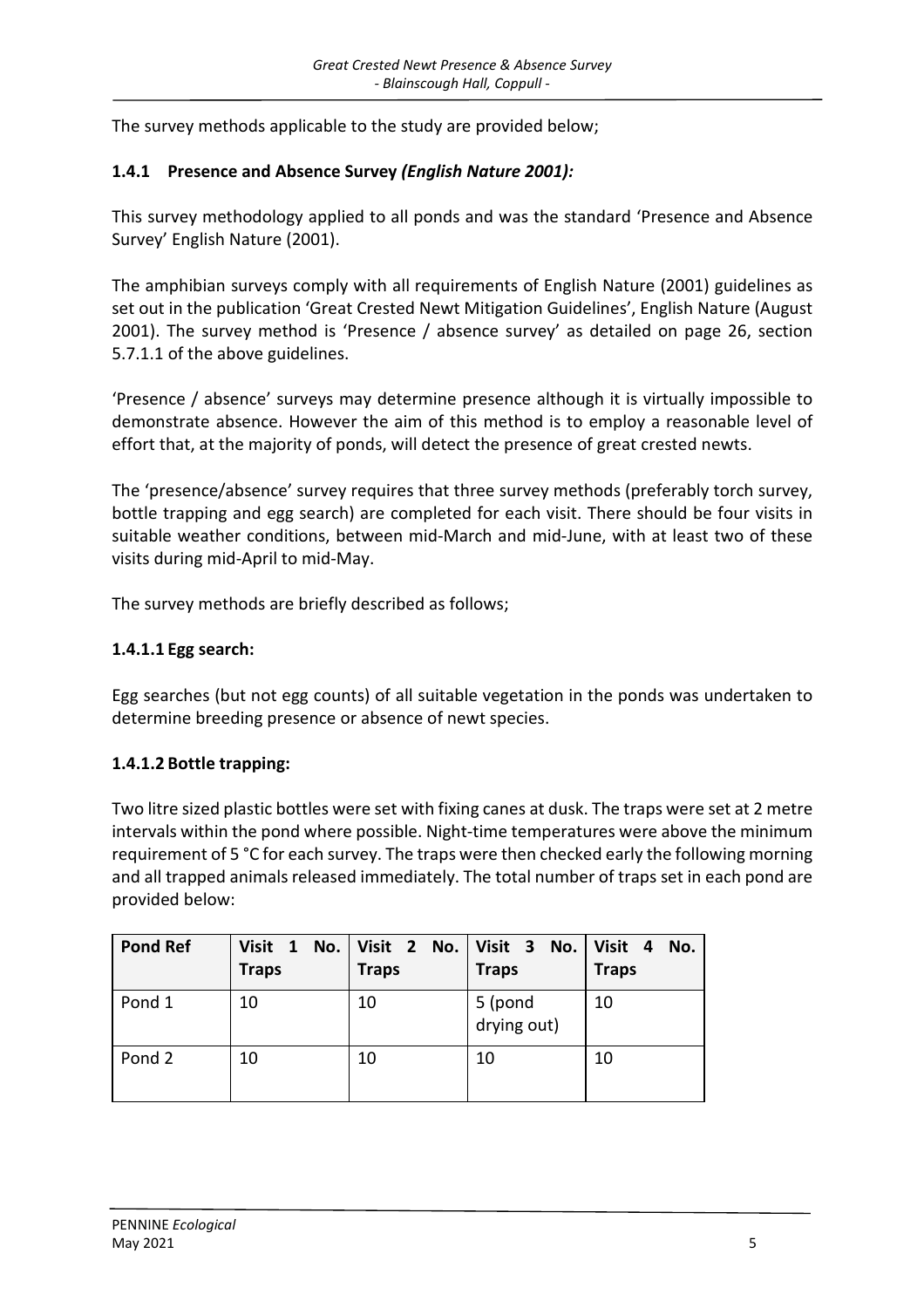The survey methods applicable to the study are provided below;

### 1.4.1 Presence and Absence Survey *(English Nature 2001):*

This survey methodology applied to all ponds and was the standard 'Presence and Absence Survey' English Nature (2001).

The amphibian surveys comply with all requirements of English Nature (2001) guidelines as set out in the publication 'Great Crested Newt Mitigation Guidelines', English Nature (August 2001). The survey method is 'Presence / absence survey' as detailed on page 26, section 5.7.1.1 of the above guidelines.

'Presence / absence' surveys may determine presence although it is virtually impossible to demonstrate absence. However the aim of this method is to employ a reasonable level of effort that, at the majority of ponds, will detect the presence of great crested newts.

The 'presence/absence' survey requires that three survey methods (preferably torch survey, bottle trapping and egg search) are completed for each visit. There should be four visits in suitable weather conditions, between mid-March and mid-June, with at least two of these visits during mid-April to mid-May.

The survey methods are briefly described as follows;

#### 1.4.1.1 Egg search:

Egg searches (but not egg counts) of all suitable vegetation in the ponds was undertaken to determine breeding presence or absence of newt species.

#### 1.4.1.2 Bottle trapping:

Two litre sized plastic bottles were set with fixing canes at dusk. The traps were set at 2 metre intervals within the pond where possible. Night-time temperatures were above the minimum requirement of 5 °C for each survey. The traps were then checked early the following morning and all trapped animals released immediately. The total number of traps set in each pond are provided below:

| Pond Ref | Visit 1 No. Traps | Visit 2 No. Traps | Visit 3 No. Traps | Visit 4 No. Traps |
|---|---|---|---|---|
| Pond 1 | 10 | 10 | 5 (pond drying out) | 10 |
| Pond 2 | 10 | 10 | 10 | 10 |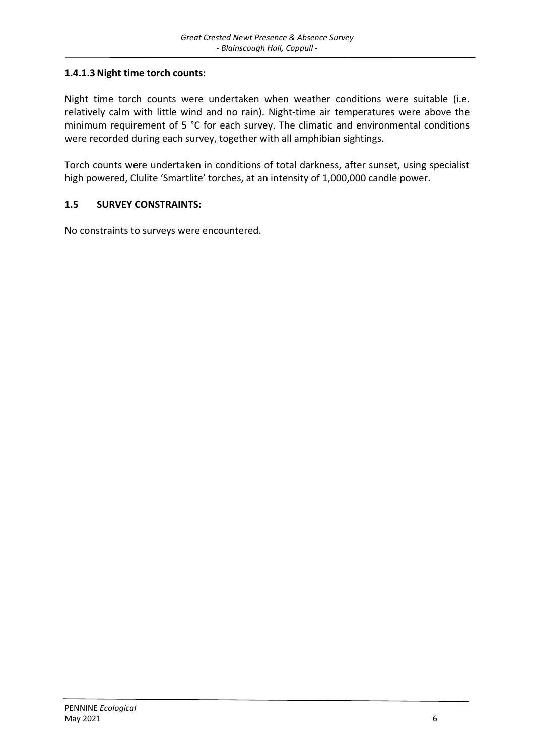#### 1.4.1.3 Night time torch counts:

Night time torch counts were undertaken when weather conditions were suitable (i.e. relatively calm with little wind and no rain). Night-time air temperatures were above the minimum requirement of 5 °C for each survey. The climatic and environmental conditions were recorded during each survey, together with all amphibian sightings.

Torch counts were undertaken in conditions of total darkness, after sunset, using specialist high powered, Clulite 'Smartlite' torches, at an intensity of 1,000,000 candle power.

## 1.5 SURVEY CONSTRAINTS:

No constraints to surveys were encountered.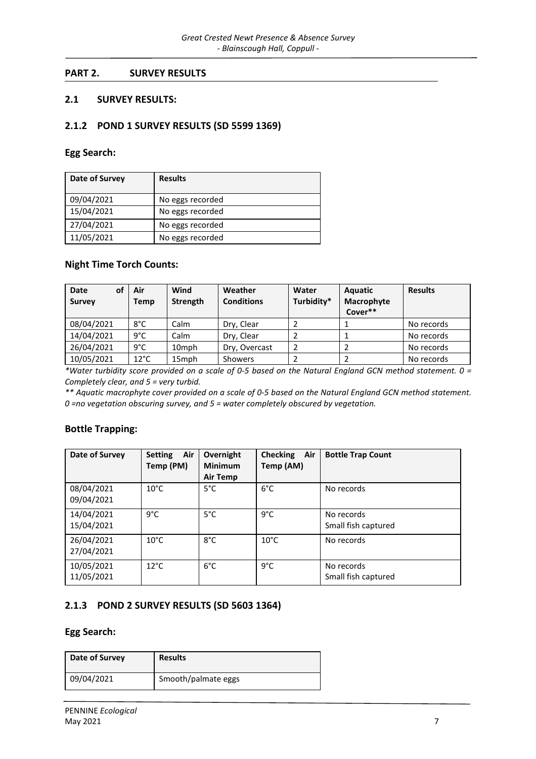## PART 2. SURVEY RESULTS

### 2.1 SURVEY RESULTS:

### 2.1.2 POND 1 SURVEY RESULTS (SD 5599 1369)

#### Egg Search:

| Date of Survey | Results |
|---|---|
| 09/04/2021 | No eggs recorded |
| 15/04/2021 | No eggs recorded |
| 27/04/2021 | No eggs recorded |
| 11/05/2021 | No eggs recorded |

#### Night Time Torch Counts:

| Date of Survey | Air Temp | Wind Strength | Weather Conditions | Water Turbidity* | Aquatic Macrophyte Cover** | Results |
|---|---|---|---|---|---|---|
| 08/04/2021 | 8°C | Calm | Dry, Clear | 2 | 1 | No records |
| 14/04/2021 | 9°C | Calm | Dry, Clear | 2 | 1 | No records |
| 26/04/2021 | 9°C | 10mph | Dry, Overcast | 2 | 2 | No records |
| 10/05/2021 | 12°C | 15mph | Showers | 2 | 2 | No records |

*\*Water turbidity score provided on a scale of 0-5 based on the Natural England GCN method statement. 0 = Completely clear, and 5 = very turbid.*

*\*\* Aquatic macrophyte cover provided on a scale of 0-5 based on the Natural England GCN method statement. 0 =no vegetation obscuring survey, and 5 = water completely obscured by vegetation.*

#### Bottle Trapping:

| Date of Survey | Setting Air Temp (PM) | Overnight Minimum Air Temp | Checking Air Temp (AM) | Bottle Trap Count |
|---|---|---|---|---|
| 08/04/2021 09/04/2021 | 10°C | 5°C | 6°C | No records |
| 14/04/2021 15/04/2021 | 9°C | 5°C | 9°C | No records Small fish captured |
| 26/04/2021 27/04/2021 | 10°C | 8°C | 10°C | No records |
| 10/05/2021 11/05/2021 | 12°C | 6°C | 9°C | No records Small fish captured |

### 2.1.3 POND 2 SURVEY RESULTS (SD 5603 1364)

#### Egg Search:

| Date of Survey | Results |
|---|---|
| 09/04/2021 | Smooth/palmate eggs |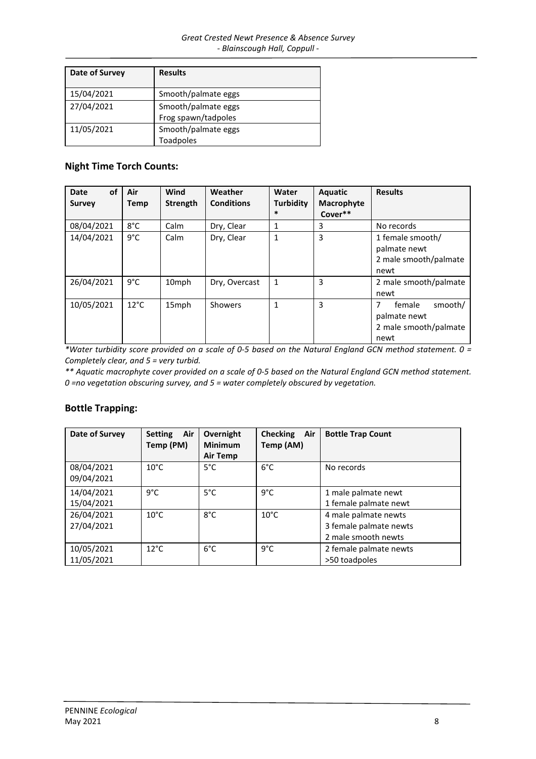| Date of Survey | Results |
|---|---|
| 15/04/2021 | Smooth/palmate eggs |
| 27/04/2021 | Smooth/palmate eggs<br>Frog spawn/tadpoles |
| 11/05/2021 | Smooth/palmate eggs<br>Toadpoles |

### Night Time Torch Counts:

| Date of Survey | Air Temp | Wind Strength | Weather Conditions | Water Turbidity * | Aquatic Macrophyte Cover** | Results |
|---|---|---|---|---|---|---|
| 08/04/2021 | 8°C | Calm | Dry, Clear | 1 | 3 | No records |
| 14/04/2021 | 9°C | Calm | Dry, Clear | 1 | 3 | 1 female smooth/ palmate newt<br>2 male smooth/palmate newt |
| 26/04/2021 | 9°C | 10mph | Dry, Overcast | 1 | 3 | 2 male smooth/palmate newt |
| 10/05/2021 | 12°C | 15mph | Showers | 1 | 3 | 7 female smooth/ palmate newt<br>2 male smooth/palmate newt |

*\*Water turbidity score provided on a scale of 0-5 based on the Natural England GCN method statement. 0 = Completely clear, and 5 = very turbid.*

*\*\* Aquatic macrophyte cover provided on a scale of 0-5 based on the Natural England GCN method statement. 0 =no vegetation obscuring survey, and 5 = water completely obscured by vegetation.*

### Bottle Trapping:

| Date of Survey | Setting Air Temp (PM) | Overnight Minimum Air Temp | Checking Air Temp (AM) | Bottle Trap Count |
|---|---|---|---|---|
| 08/04/2021<br>09/04/2021 | 10°C | 5°C | 6°C | No records |
| 14/04/2021<br>15/04/2021 | 9°C | 5°C | 9°C | 1 male palmate newt<br>1 female palmate newt |
| 26/04/2021<br>27/04/2021 | 10°C | 8°C | 10°C | 4 male palmate newts<br>3 female palmate newts<br>2 male smooth newts |
| 10/05/2021<br>11/05/2021 | 12°C | 6°C | 9°C | 2 female palmate newts<br>>50 toadpoles |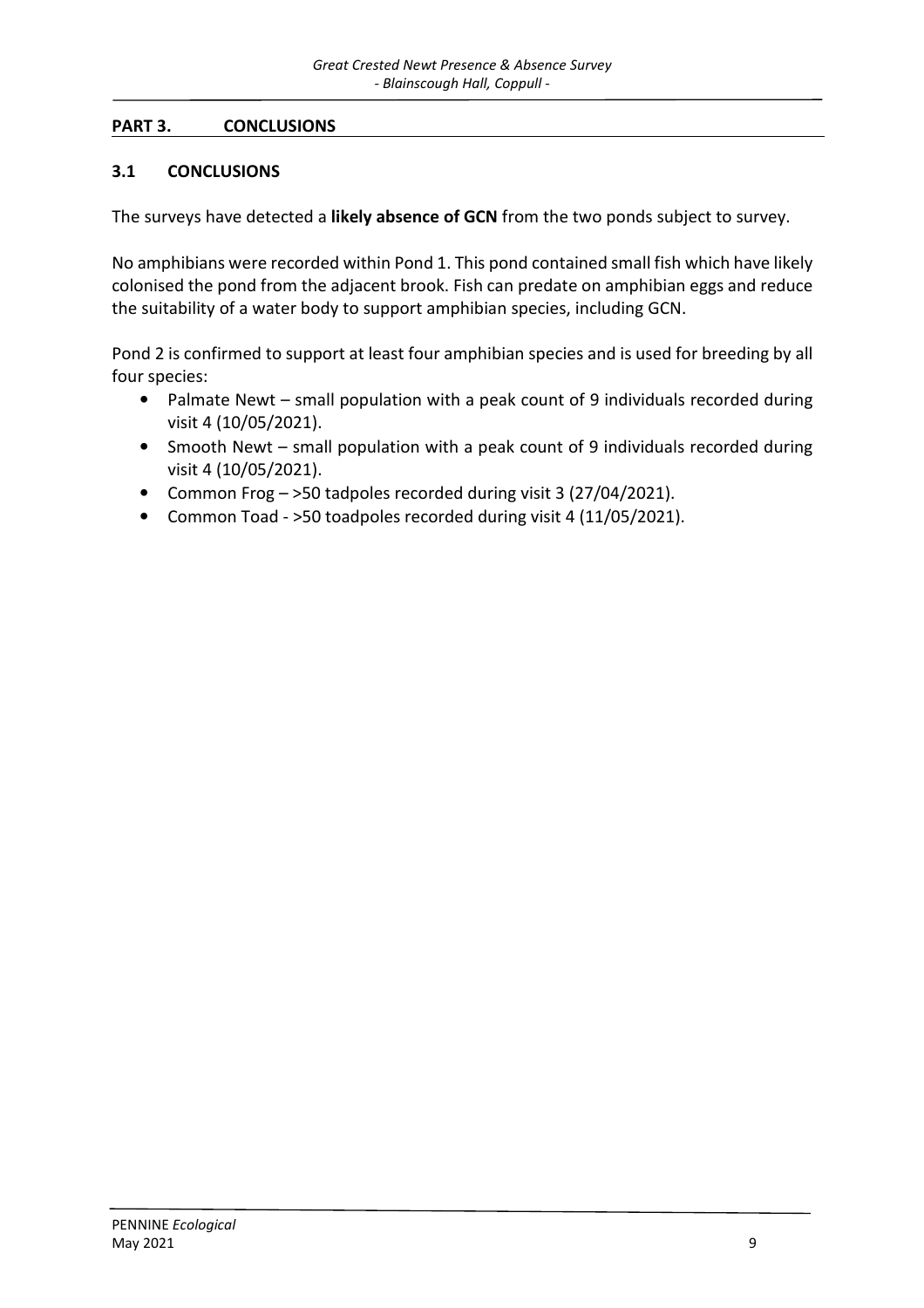## PART 3. CONCLUSIONS

### 3.1 CONCLUSIONS

The surveys have detected a **likely absence of GCN** from the two ponds subject to survey.

No amphibians were recorded within Pond 1. This pond contained small fish which have likely colonised the pond from the adjacent brook. Fish can predate on amphibian eggs and reduce the suitability of a water body to support amphibian species, including GCN.

Pond 2 is confirmed to support at least four amphibian species and is used for breeding by all four species:

- Palmate Newt – small population with a peak count of 9 individuals recorded during visit 4 (10/05/2021).
- Smooth Newt – small population with a peak count of 9 individuals recorded during visit 4 (10/05/2021).
- Common Frog – >50 tadpoles recorded during visit 3 (27/04/2021).
- Common Toad - >50 toadpoles recorded during visit 4 (11/05/2021).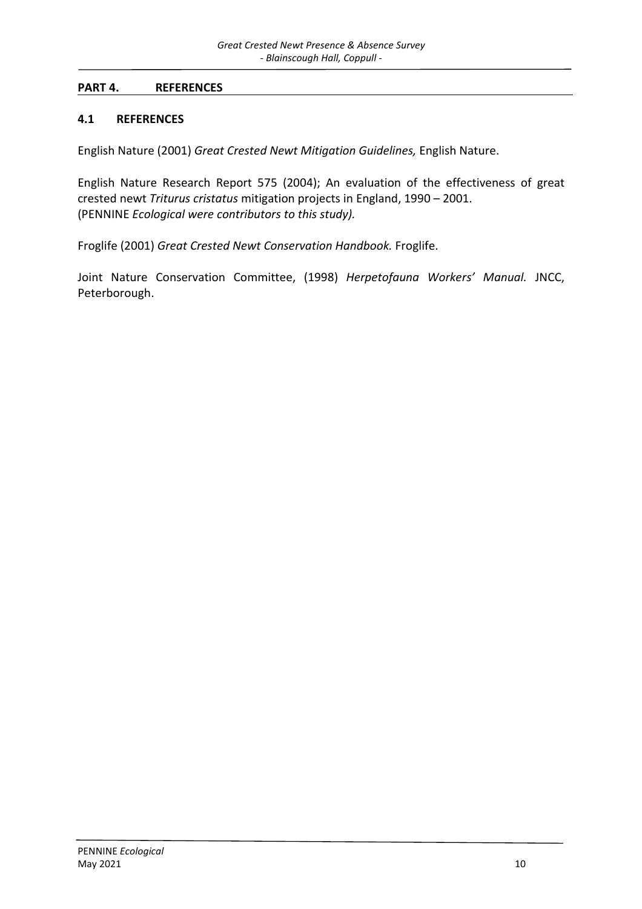## PART 4. REFERENCES

### 4.1 REFERENCES

English Nature (2001) *Great Crested Newt Mitigation Guidelines,* English Nature.

English Nature Research Report 575 (2004); An evaluation of the effectiveness of great crested newt *Triturus cristatus* mitigation projects in England, 1990 – 2001.
(PENNINE *Ecological were contributors to this study).*

Froglife (2001) *Great Crested Newt Conservation Handbook.* Froglife.

Joint Nature Conservation Committee, (1998) *Herpetofauna Workers' Manual.* JNCC, Peterborough.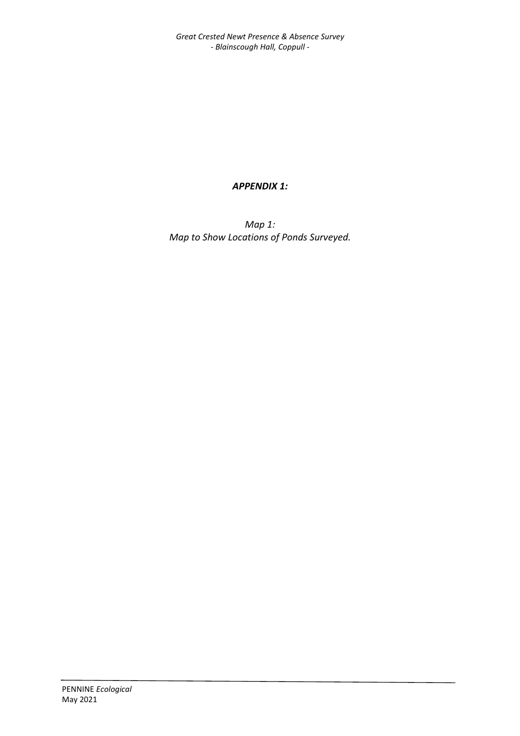## *APPENDIX 1:*

*Map 1:*
*Map to Show Locations of Ponds Surveyed.*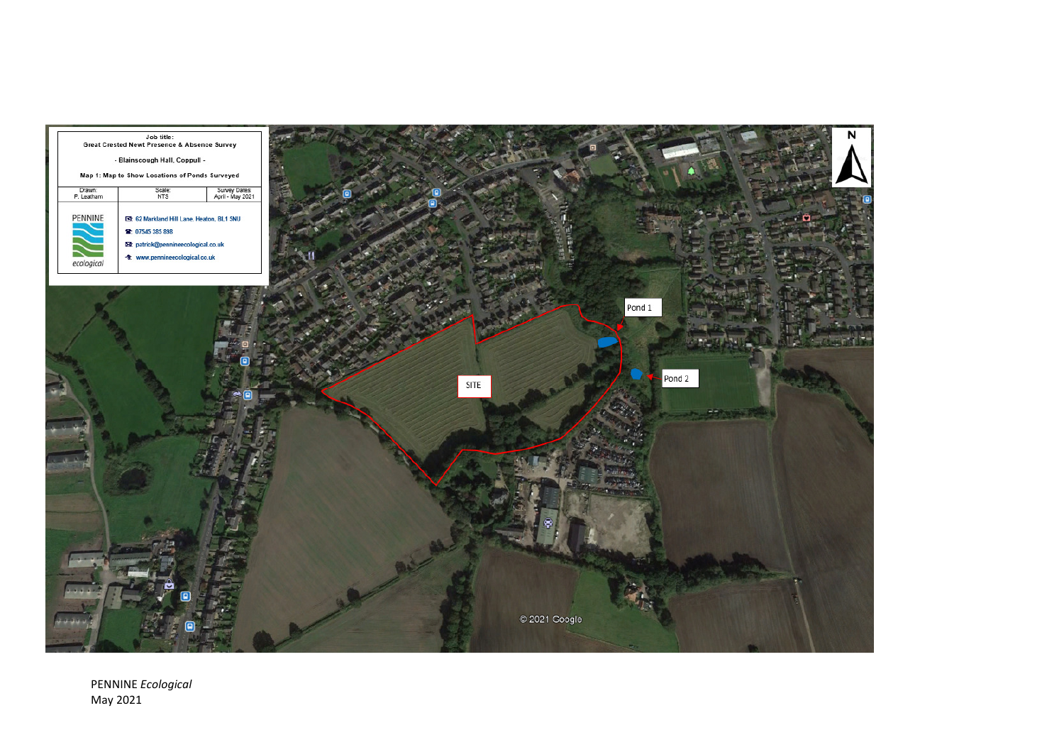Job title:
Great Crested Newt Presence & Absence Survey

- Blainscough Hall, Coppull -

Map 1: Map to Show Locations of Ponds Surveyed

| Drawn: | Scale: | Survey Dates |
| --- | --- | --- |
| P. Leatham | NTS | April - May 2021 |

PENNINE *ecological*

62 Markland Hill Lane, Heaton, BL1 5NU

07545 385 898

patrick@pennineecological.co.uk

www.pennineecological.co.uk

N

Pond 1

Pond 2

SITE

© 2021 Google

PENNINE *Ecological*
May 2021